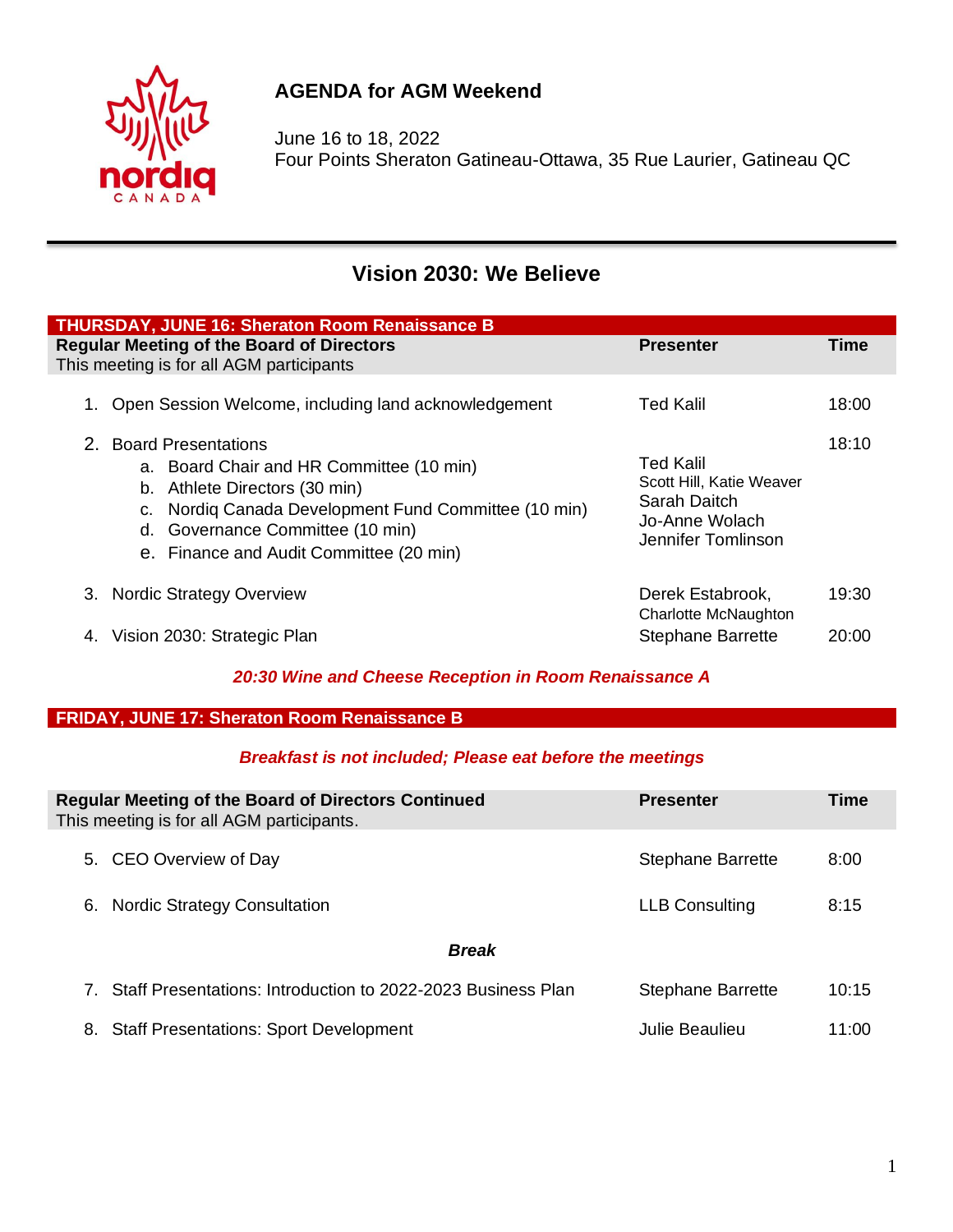# AGENDA for AGM Weekend

June 16 to 18, 2022
Four Points Sheraton Gatineau-Ottawa, 35 Rue Laurier, Gatineau QC

## Vision 2030: We Believe

### THURSDAY, JUNE 16: Sheraton Room Renaissance B

| **Regular Meeting of the Board of Directors**<br>This meeting is for all AGM participants | **Presenter** | **Time** |
|---|---|---|
| 1. Open Session Welcome, including land acknowledgement | Ted Kalil | 18:00 |
| 2. Board Presentations<br>a. Board Chair and HR Committee (10 min)<br>b. Athlete Directors (30 min)<br>c. Nordiq Canada Development Fund Committee (10 min)<br>d. Governance Committee (10 min)<br>e. Finance and Audit Committee (20 min) | <br>Ted Kalil<br>Scott Hill, Katie Weaver<br>Sarah Daitch<br>Jo-Anne Wolach<br>Jennifer Tomlinson | 18:10 |
| 3. Nordic Strategy Overview | Derek Estabrook, Charlotte McNaughton | 19:30 |
| 4. Vision 2030: Strategic Plan | Stephane Barrette | 20:00 |

***20:30 Wine and Cheese Reception in Room Renaissance A***

### FRIDAY, JUNE 17: Sheraton Room Renaissance B

***Breakfast is not included; Please eat before the meetings***

| **Regular Meeting of the Board of Directors Continued**<br>This meeting is for all AGM participants. | **Presenter** | **Time** |
|---|---|---|
| 5. CEO Overview of Day | Stephane Barrette | 8:00 |
| 6. Nordic Strategy Consultation | LLB Consulting | 8:15 |
| ***Break*** | | |
| 7. Staff Presentations: Introduction to 2022-2023 Business Plan | Stephane Barrette | 10:15 |
| 8. Staff Presentations: Sport Development | Julie Beaulieu | 11:00 |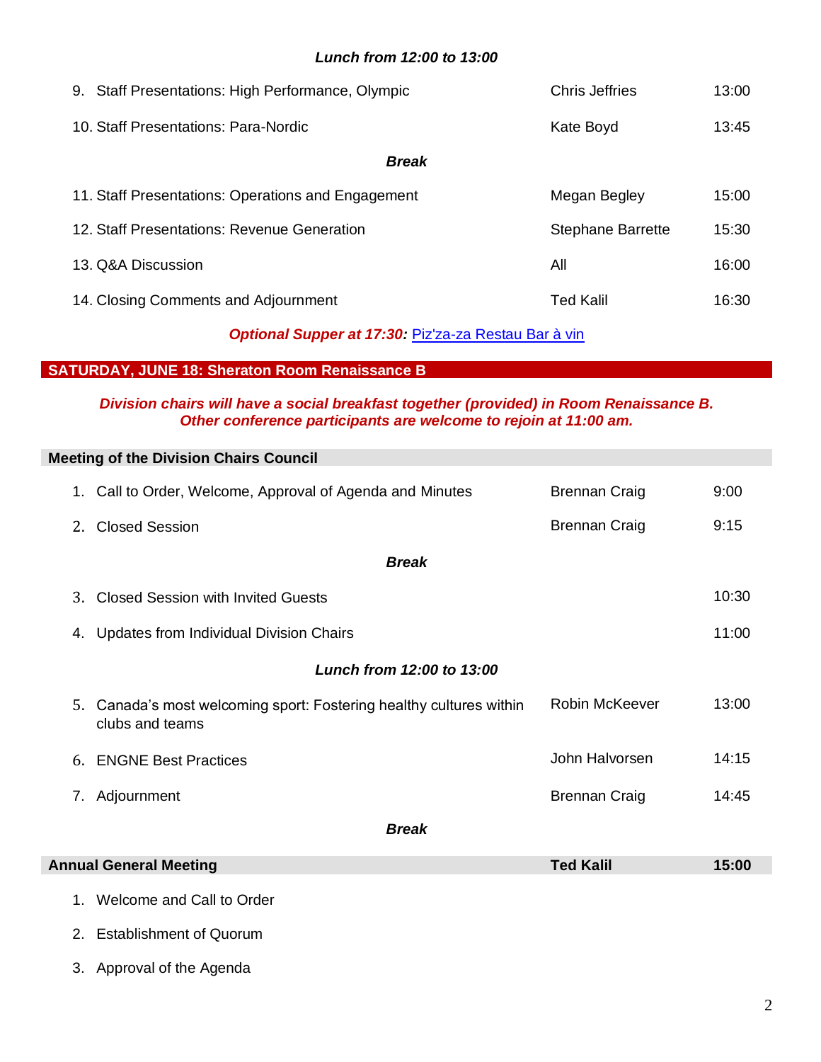***Lunch from 12:00 to 13:00***

| | | |
|---|---|---|
| 9. Staff Presentations: High Performance, Olympic | Chris Jeffries | 13:00 |
| 10. Staff Presentations: Para-Nordic | Kate Boyd | 13:45 |
| ***Break*** | | |
| 11. Staff Presentations: Operations and Engagement | Megan Begley | 15:00 |
| 12. Staff Presentations: Revenue Generation | Stephane Barrette | 15:30 |
| 13. Q&A Discussion | All | 16:00 |
| 14. Closing Comments and Adjournment | Ted Kalil | 16:30 |

***Optional Supper at 17:30:*** Piz'za-za Restau Bar à vin

## SATURDAY, JUNE 18: Sheraton Room Renaissance B

***Division chairs will have a social breakfast together (provided) in Room Renaissance B. Other conference participants are welcome to rejoin at 11:00 am.***

### Meeting of the Division Chairs Council

| | | |
|---|---|---|
| 1. Call to Order, Welcome, Approval of Agenda and Minutes | Brennan Craig | 9:00 |
| 2. Closed Session | Brennan Craig | 9:15 |
| ***Break*** | | |
| 3. Closed Session with Invited Guests | | 10:30 |
| 4. Updates from Individual Division Chairs | | 11:00 |
| ***Lunch from 12:00 to 13:00*** | | |
| 5. Canada's most welcoming sport: Fostering healthy cultures within clubs and teams | Robin McKeever | 13:00 |
| 6. ENGNE Best Practices | John Halvorsen | 14:15 |
| 7. Adjournment | Brennan Craig | 14:45 |
| ***Break*** | | |

### Annual General Meeting — Ted Kalil — 15:00

1. Welcome and Call to Order
2. Establishment of Quorum
3. Approval of the Agenda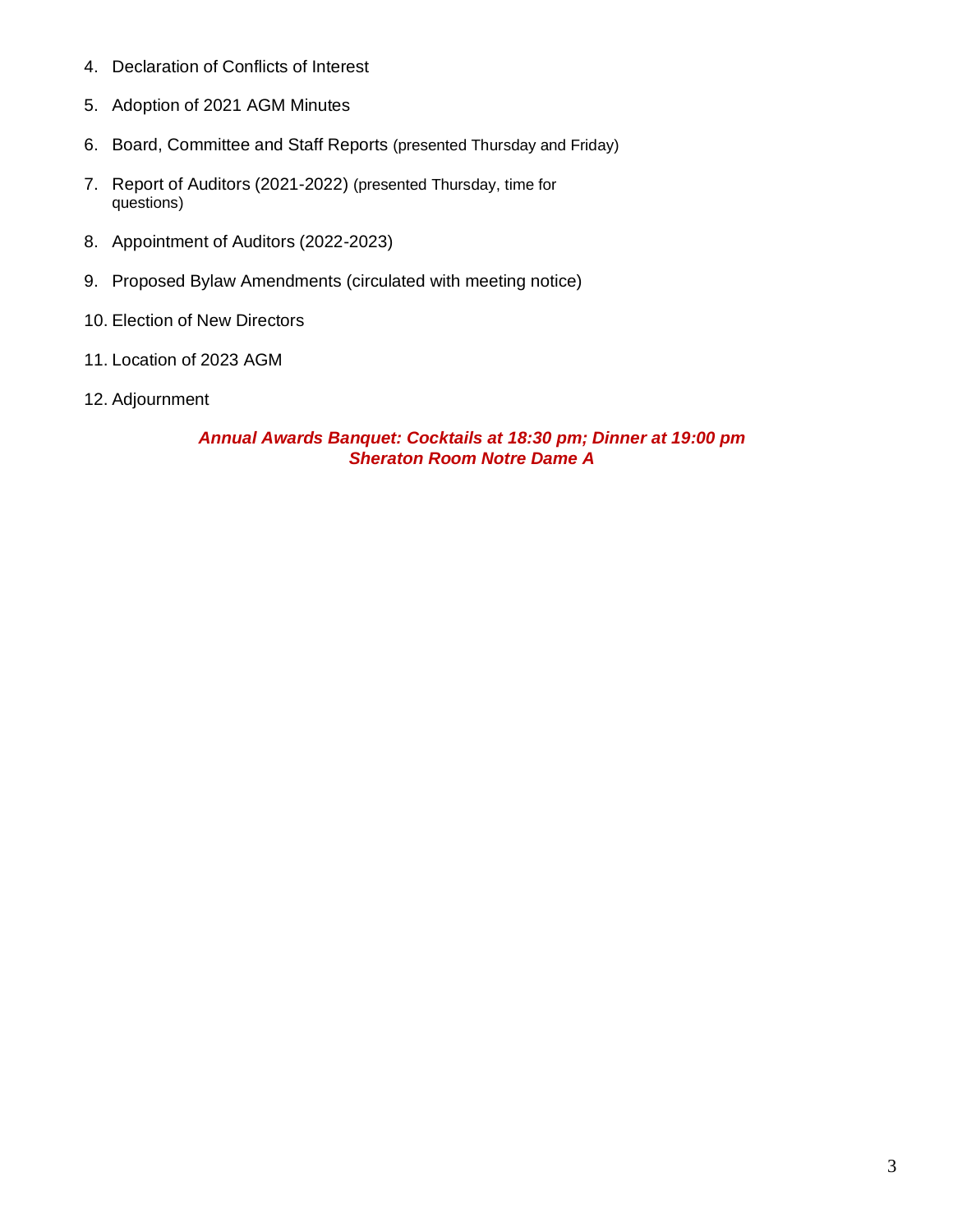4. Declaration of Conflicts of Interest
5. Adoption of 2021 AGM Minutes
6. Board, Committee and Staff Reports (presented Thursday and Friday)
7. Report of Auditors (2021-2022) (presented Thursday, time for questions)
8. Appointment of Auditors (2022-2023)
9. Proposed Bylaw Amendments (circulated with meeting notice)
10. Election of New Directors
11. Location of 2023 AGM
12. Adjournment

***Annual Awards Banquet: Cocktails at 18:30 pm; Dinner at 19:00 pm***
***Sheraton Room Notre Dame A***